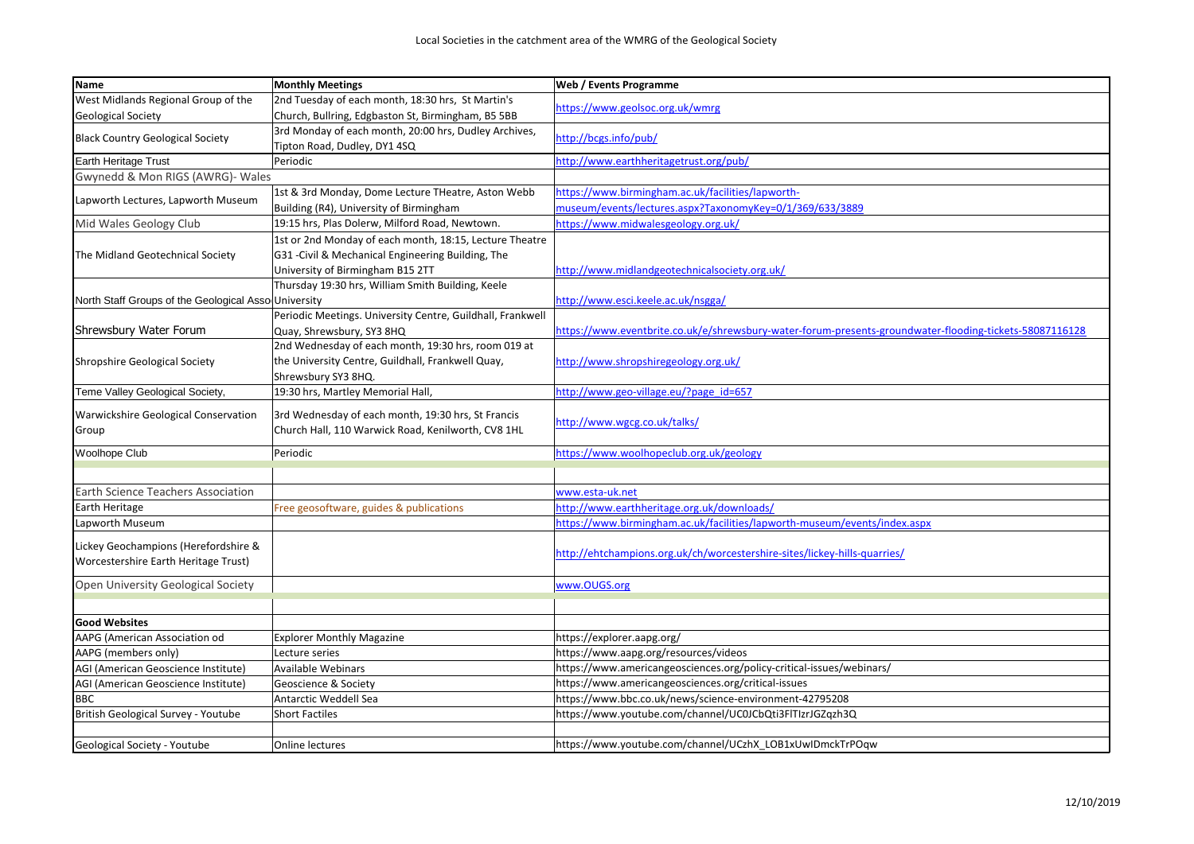Local Societies in the catchment area of the WMRG of the Geological Society

| Name | Monthly Meetings | Web / Events Programme |
|---|---|---|
| West Midlands Regional Group of the Geological Society | 2nd Tuesday of each month, 18:30 hrs, St Martin's Church, Bullring, Edgbaston St, Birmingham, B5 5BB | https://www.geolsoc.org.uk/wmrg |
| Black Country Geological Society | 3rd Monday of each month, 20:00 hrs, Dudley Archives, Tipton Road, Dudley, DY1 4SQ | http://bcgs.info/pub/ |
| Earth Heritage Trust | Periodic | http://www.earthheritagetrust.org/pub/ |
| Gwynedd & Mon RIGS (AWRG)- Wales | | |
| Lapworth Lectures, Lapworth Museum | 1st & 3rd Monday, Dome Lecture THeatre, Aston Webb Building (R4), University of Birmingham | https://www.birmingham.ac.uk/facilities/lapworth-museum/events/lectures.aspx?TaxonomyKey=0/1/369/633/3889 |
| Mid Wales Geology Club | 19:15 hrs, Plas Dolerw, Milford Road, Newtown. | https://www.midwalesgeology.org.uk/ |
| The Midland Geotechnical Society | 1st or 2nd Monday of each month, 18:15, Lecture Theatre G31 -Civil & Mechanical Engineering Building, The University of Birmingham B15 2TT | http://www.midlandgeotechnicalsociety.org.uk/ |
| North Staff Groups of the Geological Asso | Thursday 19:30 hrs, William Smith Building, Keele University | http://www.esci.keele.ac.uk/nsgga/ |
| Shrewsbury Water Forum | Periodic Meetings. University Centre, Guildhall, Frankwell Quay, Shrewsbury, SY3 8HQ | https://www.eventbrite.co.uk/e/shrewsbury-water-forum-presents-groundwater-flooding-tickets-58087116128 |
| Shropshire Geological Society | 2nd Wednesday of each month, 19:30 hrs, room 019 at the University Centre, Guildhall, Frankwell Quay, Shrewsbury SY3 8HQ. | http://www.shropshiregeology.org.uk/ |
| Teme Valley Geological Society, | 19:30 hrs, Martley Memorial Hall, | http://www.geo-village.eu/?page_id=657 |
| Warwickshire Geological Conservation Group | 3rd Wednesday of each month, 19:30 hrs, St Francis Church Hall, 110 Warwick Road, Kenilworth, CV8 1HL | http://www.wgcg.co.uk/talks/ |
| Woolhope Club | Periodic | https://www.woolhopeclub.org.uk/geology |
| | | |
| Earth Science Teachers Association | | www.esta-uk.net |
| Earth Heritage | Free geosoftware, guides & publications | http://www.earthheritage.org.uk/downloads/ |
| Lapworth Museum | | https://www.birmingham.ac.uk/facilities/lapworth-museum/events/index.aspx |
| Lickey Geochampions (Herefordshire & Worcestershire Earth Heritage Trust) | | http://ehtchampions.org.uk/ch/worcestershire-sites/lickey-hills-quarries/ |
| Open University Geological Society | | www.OUGS.org |
| | | |
| **Good Websites** | | |
| AAPG (American Association od | Explorer Monthly Magazine | https://explorer.aapg.org/ |
| AAPG (members only) | Lecture series | https://www.aapg.org/resources/videos |
| AGI (American Geoscience Institute) | Available Webinars | https://www.americangeosciences.org/policy-critical-issues/webinars/ |
| AGI (American Geoscience Institute) | Geoscience & Society | https://www.americangeosciences.org/critical-issues |
| BBC | Antarctic Weddell Sea | https://www.bbc.co.uk/news/science-environment-42795208 |
| British Geological Survey - Youtube | Short Factiles | https://www.youtube.com/channel/UC0JCbQti3FlTIzrJGZqzh3Q |
| | | |
| Geological Society - Youtube | Online lectures | https://www.youtube.com/channel/UCzhX_LOB1xUwIDmckTrPOqw |

12/10/2019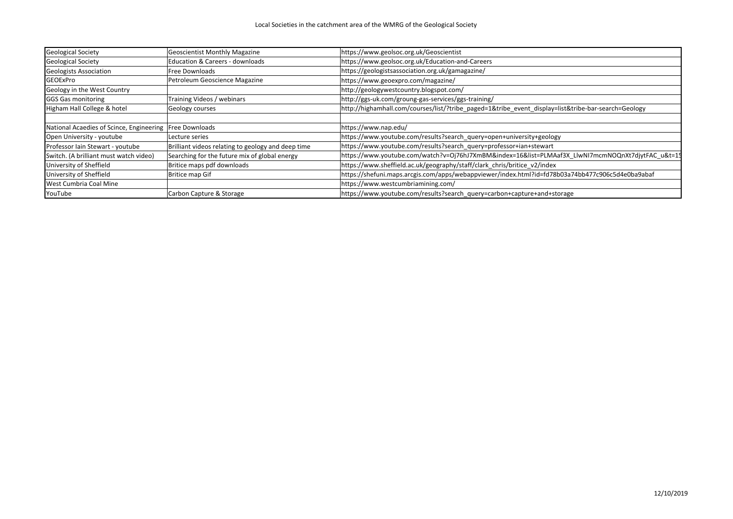Local Societies in the catchment area of the WMRG of the Geological Society

| | | |
|---|---|---|
| Geological Society | Geoscientist Monthly Magazine | https://www.geolsoc.org.uk/Geoscientist |
| Geological Society | Education & Careers - downloads | https://www.geolsoc.org.uk/Education-and-Careers |
| Geologists Association | Free Downloads | https://geologistsassociation.org.uk/gamagazine/ |
| GEOExPro | Petroleum Geoscience Magazine | https://www.geoexpro.com/magazine/ |
| Geology in the West Country | | http://geologywestcountry.blogspot.com/ |
| GGS Gas monitoring | Training Videos / webinars | http://ggs-uk.com/groung-gas-services/ggs-training/ |
| Higham Hall College & hotel | Geology courses | http://highamhall.com/courses/list/?tribe_paged=1&tribe_event_display=list&tribe-bar-search=Geology |
| | | |
| National Acaedies of Scince, Engineering | Free Downloads | https://www.nap.edu/ |
| Open University - youtube | Lecture series | https://www.youtube.com/results?search_query=open+university+geology |
| Professor Iain Stewart - youtube | Brilliant videos relating to geology and deep time | https://www.youtube.com/results?search_query=professor+ian+stewart |
| Switch. (A brilliant must watch video) | Searching for the future mix of global energy | https://www.youtube.com/watch?v=Oj76hJ7XmBM&index=16&list=PLMAaf3X_LlwNI7mcmNOQnXt7djytFAC_u&t=15 |
| University of Sheffield | Britice maps pdf downloads | https://www.sheffield.ac.uk/geography/staff/clark_chris/britice_v2/index |
| University of Sheffield | Britice map Gif | https://shefuni.maps.arcgis.com/apps/webappviewer/index.html?id=fd78b03a74bb477c906c5d4e0ba9abaf |
| West Cumbria Coal Mine | | https://www.westcumbriamining.com/ |
| YouTube | Carbon Capture & Storage | https://www.youtube.com/results?search_query=carbon+capture+and+storage |

12/10/2019